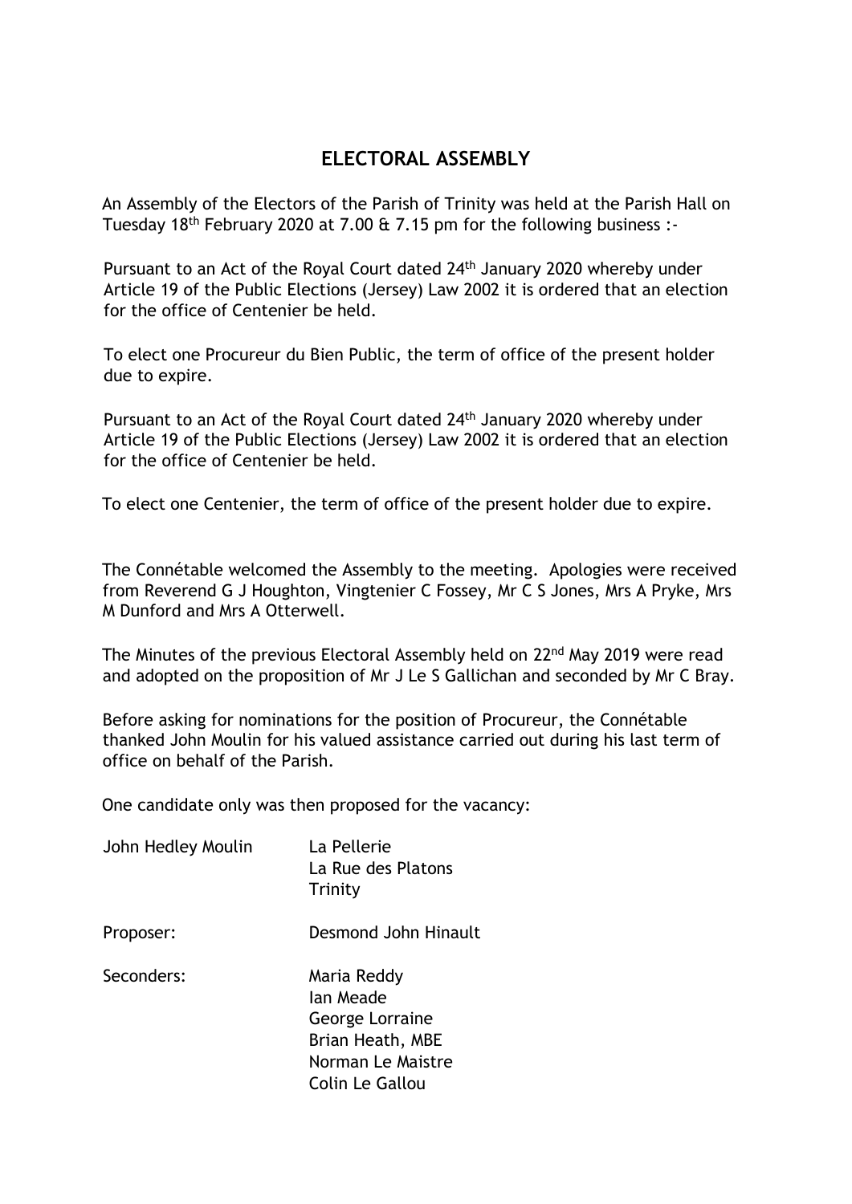## ELECTORAL ASSEMBLY

An Assembly of the Electors of the Parish of Trinity was held at the Parish Hall on Tuesday 18th February 2020 at 7.00 & 7.15 pm for the following business :-

Pursuant to an Act of the Royal Court dated 24th January 2020 whereby under Article 19 of the Public Elections (Jersey) Law 2002 it is ordered that an election for the office of Centenier be held.

To elect one Procureur du Bien Public, the term of office of the present holder due to expire.

Pursuant to an Act of the Royal Court dated 24th January 2020 whereby under Article 19 of the Public Elections (Jersey) Law 2002 it is ordered that an election for the office of Centenier be held.

To elect one Centenier, the term of office of the present holder due to expire.

The Connétable welcomed the Assembly to the meeting. Apologies were received from Reverend G J Houghton, Vingtenier C Fossey, Mr C S Jones, Mrs A Pryke, Mrs M Dunford and Mrs A Otterwell.

The Minutes of the previous Electoral Assembly held on 22nd May 2019 were read and adopted on the proposition of Mr J Le S Gallichan and seconded by Mr C Bray.

Before asking for nominations for the position of Procureur, the Connétable thanked John Moulin for his valued assistance carried out during his last term of office on behalf of the Parish.

One candidate only was then proposed for the vacancy:

John Hedley Moulin — La Pellerie
La Rue des Platons
Trinity

Proposer: Desmond John Hinault

Seconders: Maria Reddy
Ian Meade
George Lorraine
Brian Heath, MBE
Norman Le Maistre
Colin Le Gallou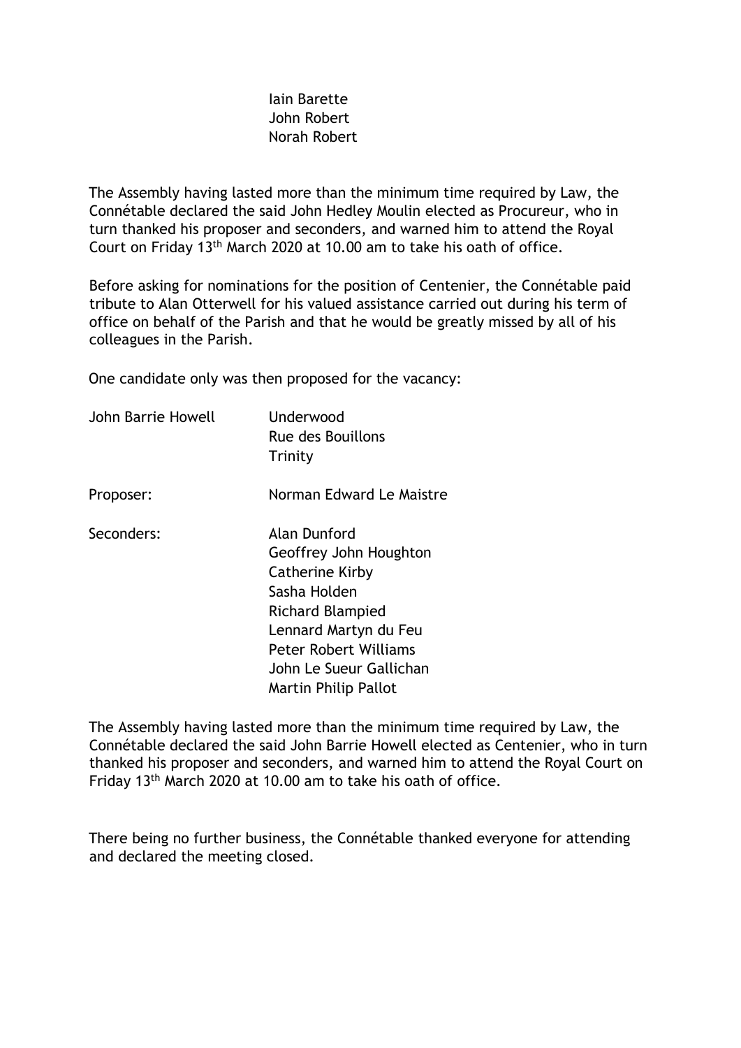Iain Barette
John Robert
Norah Robert

The Assembly having lasted more than the minimum time required by Law, the Connétable declared the said John Hedley Moulin elected as Procureur, who in turn thanked his proposer and seconders, and warned him to attend the Royal Court on Friday 13th March 2020 at 10.00 am to take his oath of office.

Before asking for nominations for the position of Centenier, the Connétable paid tribute to Alan Otterwell for his valued assistance carried out during his term of office on behalf of the Parish and that he would be greatly missed by all of his colleagues in the Parish.

One candidate only was then proposed for the vacancy:

| | |
|---|---|
| John Barrie Howell | Underwood<br>Rue des Bouillons<br>Trinity |
| Proposer: | Norman Edward Le Maistre |
| Seconders: | Alan Dunford<br>Geoffrey John Houghton<br>Catherine Kirby<br>Sasha Holden<br>Richard Blampied<br>Lennard Martyn du Feu<br>Peter Robert Williams<br>John Le Sueur Gallichan<br>Martin Philip Pallot |

The Assembly having lasted more than the minimum time required by Law, the Connétable declared the said John Barrie Howell elected as Centenier, who in turn thanked his proposer and seconders, and warned him to attend the Royal Court on Friday 13th March 2020 at 10.00 am to take his oath of office.

There being no further business, the Connétable thanked everyone for attending and declared the meeting closed.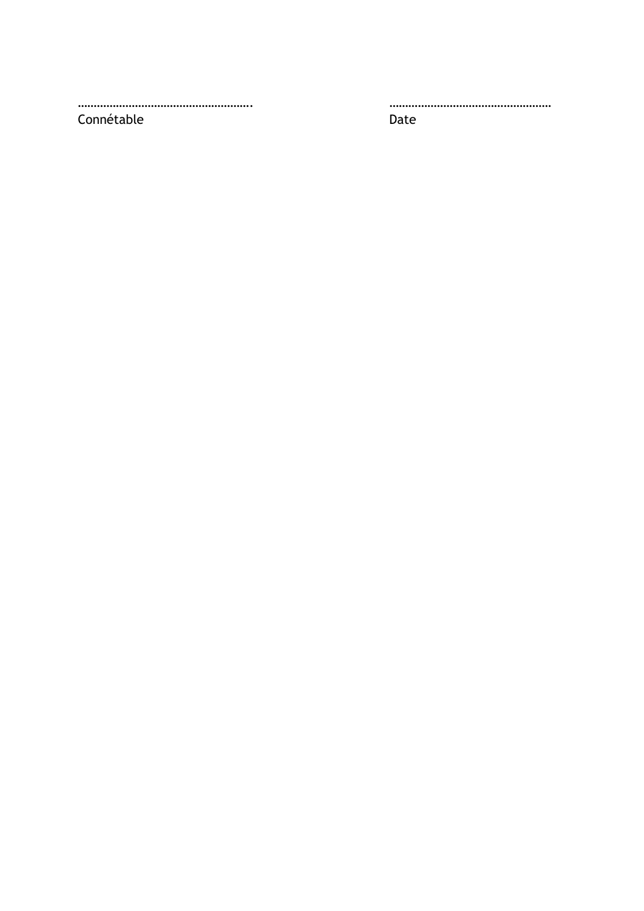………………………………………………. Connétable

…………………………………………… Date